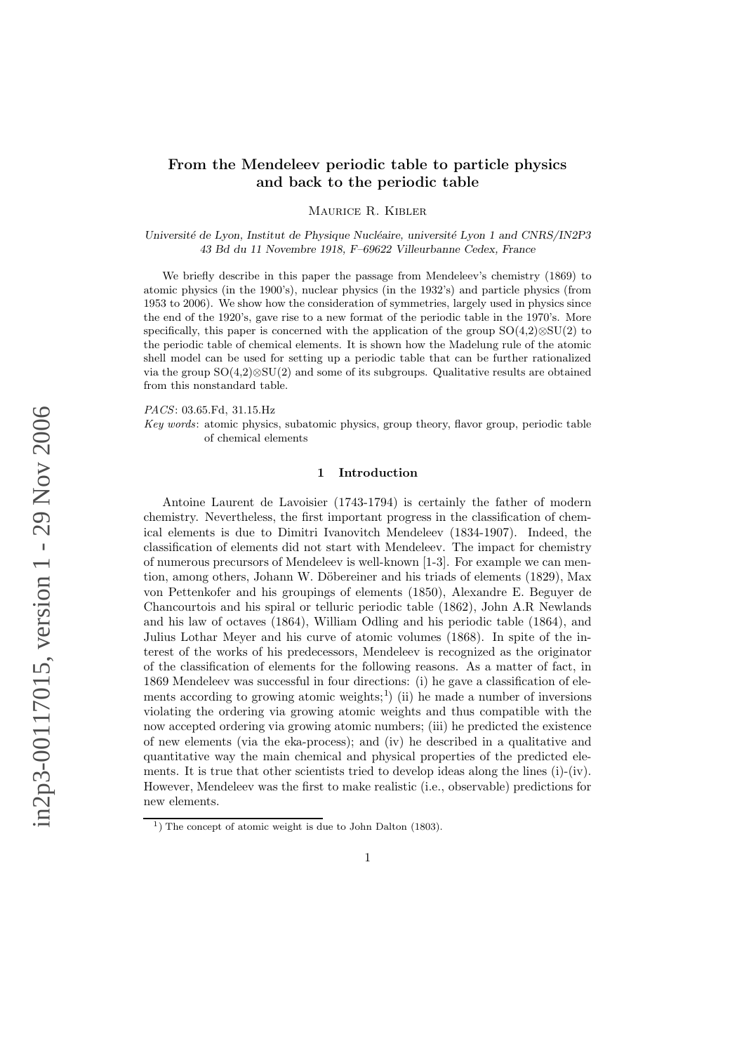# From the Mendeleev periodic table to particle physics and back to the periodic table

Maurice R. Kibler

*Université de Lyon, Institut de Physique Nucléaire, université Lyon 1 and CNRS/IN2P3*
*43 Bd du 11 Novembre 1918, F–69622 Villeurbanne Cedex, France*

We briefly describe in this paper the passage from Mendeleev's chemistry (1869) to atomic physics (in the 1900's), nuclear physics (in the 1932's) and particle physics (from 1953 to 2006). We show how the consideration of symmetries, largely used in physics since the end of the 1920's, gave rise to a new format of the periodic table in the 1970's. More specifically, this paper is concerned with the application of the group SO(4,2)⊗SU(2) to the periodic table of chemical elements. It is shown how the Madelung rule of the atomic shell model can be used for setting up a periodic table that can be further rationalized via the group SO(4,2)⊗SU(2) and some of its subgroups. Qualitative results are obtained from this nonstandard table.

*PACS*: 03.65.Fd, 31.15.Hz

*Key words*: atomic physics, subatomic physics, group theory, flavor group, periodic table of chemical elements

## 1 Introduction

Antoine Laurent de Lavoisier (1743-1794) is certainly the father of modern chemistry. Nevertheless, the first important progress in the classification of chemical elements is due to Dimitri Ivanovitch Mendeleev (1834-1907). Indeed, the classification of elements did not start with Mendeleev. The impact for chemistry of numerous precursors of Mendeleev is well-known [1-3]. For example we can mention, among others, Johann W. Döbereiner and his triads of elements (1829), Max von Pettenkofer and his groupings of elements (1850), Alexandre E. Beguyer de Chancourtois and his spiral or telluric periodic table (1862), John A.R Newlands and his law of octaves (1864), William Odling and his periodic table (1864), and Julius Lothar Meyer and his curve of atomic volumes (1868). In spite of the interest of the works of his predecessors, Mendeleev is recognized as the originator of the classification of elements for the following reasons. As a matter of fact, in 1869 Mendeleev was successful in four directions: (i) he gave a classification of elements according to growing atomic weights;[1]) (ii) he made a number of inversions violating the ordering via growing atomic weights and thus compatible with the now accepted ordering via growing atomic numbers; (iii) he predicted the existence of new elements (via the eka-process); and (iv) he described in a qualitative and quantitative way the main chemical and physical properties of the predicted elements. It is true that other scientists tried to develop ideas along the lines (i)-(iv). However, Mendeleev was the first to make realistic (i.e., observable) predictions for new elements.

[1]) The concept of atomic weight is due to John Dalton (1803).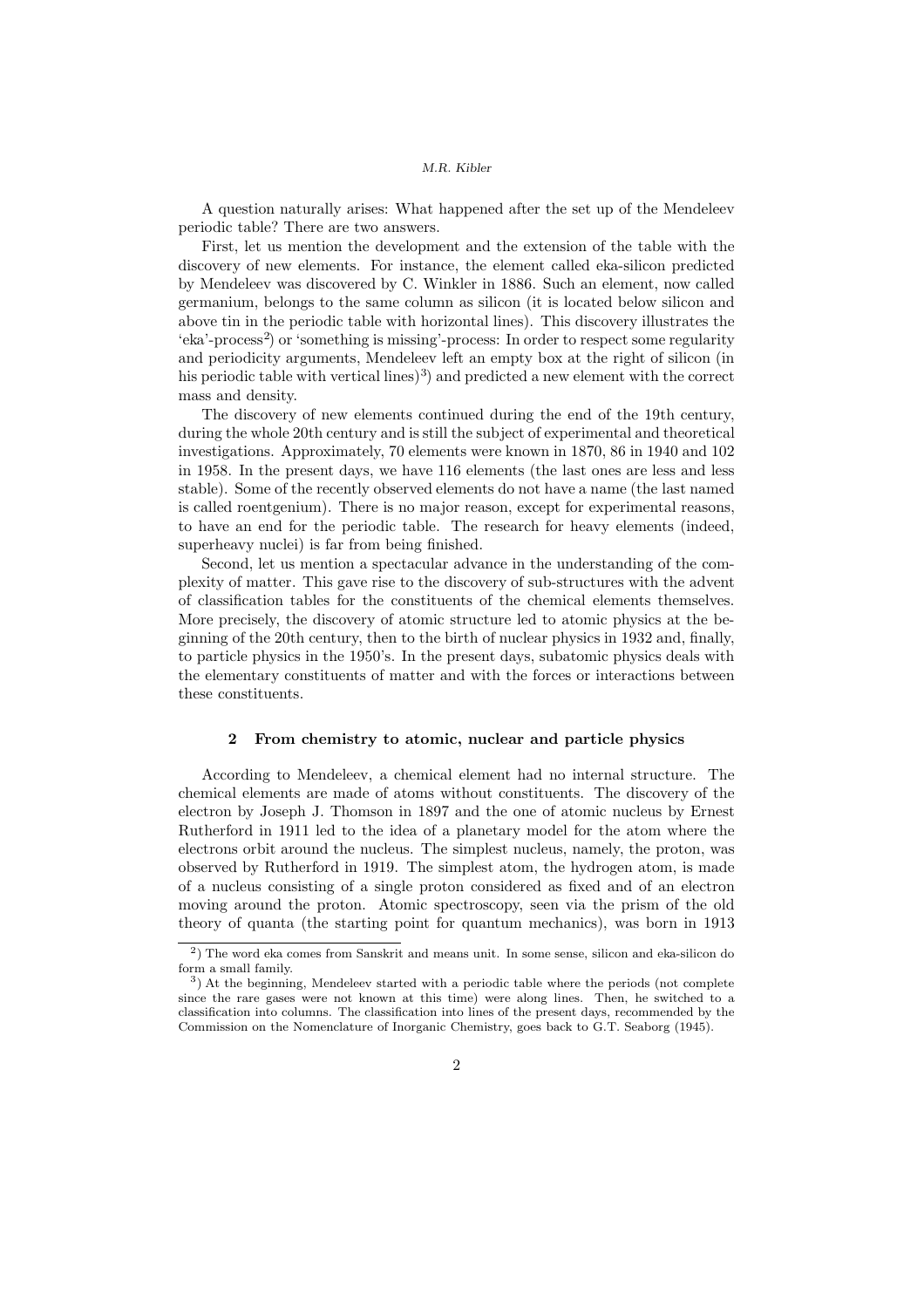A question naturally arises: What happened after the set up of the Mendeleev periodic table? There are two answers.

First, let us mention the development and the extension of the table with the discovery of new elements. For instance, the element called eka-silicon predicted by Mendeleev was discovered by C. Winkler in 1886. Such an element, now called germanium, belongs to the same column as silicon (it is located below silicon and above tin in the periodic table with horizontal lines). This discovery illustrates the 'eka'-process[2]) or 'something is missing'-process: In order to respect some regularity and periodicity arguments, Mendeleev left an empty box at the right of silicon (in his periodic table with vertical lines)[3]) and predicted a new element with the correct mass and density.

The discovery of new elements continued during the end of the 19th century, during the whole 20th century and is still the subject of experimental and theoretical investigations. Approximately, 70 elements were known in 1870, 86 in 1940 and 102 in 1958. In the present days, we have 116 elements (the last ones are less and less stable). Some of the recently observed elements do not have a name (the last named is called roentgenium). There is no major reason, except for experimental reasons, to have an end for the periodic table. The research for heavy elements (indeed, superheavy nuclei) is far from being finished.

Second, let us mention a spectacular advance in the understanding of the complexity of matter. This gave rise to the discovery of sub-structures with the advent of classification tables for the constituents of the chemical elements themselves. More precisely, the discovery of atomic structure led to atomic physics at the beginning of the 20th century, then to the birth of nuclear physics in 1932 and, finally, to particle physics in the 1950's. In the present days, subatomic physics deals with the elementary constituents of matter and with the forces or interactions between these constituents.

## 2 From chemistry to atomic, nuclear and particle physics

According to Mendeleev, a chemical element had no internal structure. The chemical elements are made of atoms without constituents. The discovery of the electron by Joseph J. Thomson in 1897 and the one of atomic nucleus by Ernest Rutherford in 1911 led to the idea of a planetary model for the atom where the electrons orbit around the nucleus. The simplest nucleus, namely, the proton, was observed by Rutherford in 1919. The simplest atom, the hydrogen atom, is made of a nucleus consisting of a single proton considered as fixed and of an electron moving around the proton. Atomic spectroscopy, seen via the prism of the old theory of quanta (the starting point for quantum mechanics), was born in 1913

---

[2]) The word eka comes from Sanskrit and means unit. In some sense, silicon and eka-silicon do form a small family.

[3]) At the beginning, Mendeleev started with a periodic table where the periods (not complete since the rare gases were not known at this time) were along lines. Then, he switched to a classification into columns. The classification into lines of the present days, recommended by the Commission on the Nomenclature of Inorganic Chemistry, goes back to G.T. Seaborg (1945).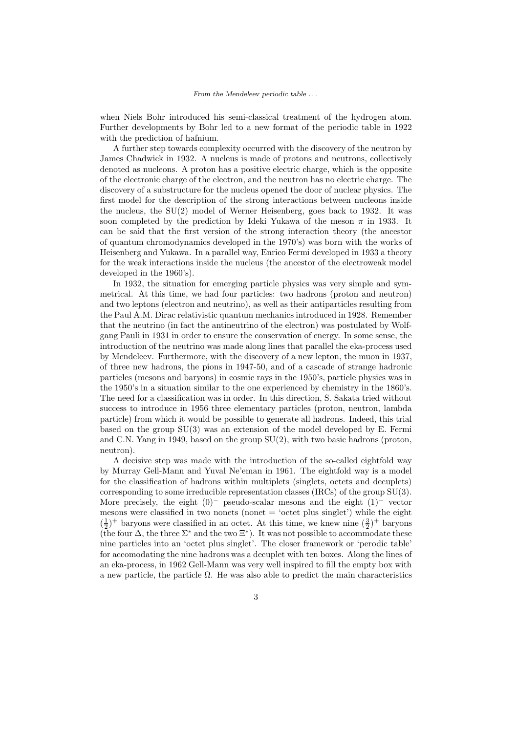when Niels Bohr introduced his semi-classical treatment of the hydrogen atom. Further developments by Bohr led to a new format of the periodic table in 1922 with the prediction of hafnium.

A further step towards complexity occurred with the discovery of the neutron by James Chadwick in 1932. A nucleus is made of protons and neutrons, collectively denoted as nucleons. A proton has a positive electric charge, which is the opposite of the electronic charge of the electron, and the neutron has no electric charge. The discovery of a substructure for the nucleus opened the door of nuclear physics. The first model for the description of the strong interactions between nucleons inside the nucleus, the SU(2) model of Werner Heisenberg, goes back to 1932. It was soon completed by the prediction by Ideki Yukawa of the meson $\pi$ in 1933. It can be said that the first version of the strong interaction theory (the ancestor of quantum chromodynamics developed in the 1970's) was born with the works of Heisenberg and Yukawa. In a parallel way, Enrico Fermi developed in 1933 a theory for the weak interactions inside the nucleus (the ancestor of the electroweak model developed in the 1960's).

In 1932, the situation for emerging particle physics was very simple and symmetrical. At this time, we had four particles: two hadrons (proton and neutron) and two leptons (electron and neutrino), as well as their antiparticles resulting from the Paul A.M. Dirac relativistic quantum mechanics introduced in 1928. Remember that the neutrino (in fact the antineutrino of the electron) was postulated by Wolfgang Pauli in 1931 in order to ensure the conservation of energy. In some sense, the introduction of the neutrino was made along lines that parallel the eka-process used by Mendeleev. Furthermore, with the discovery of a new lepton, the muon in 1937, of three new hadrons, the pions in 1947-50, and of a cascade of strange hadronic particles (mesons and baryons) in cosmic rays in the 1950's, particle physics was in the 1950's in a situation similar to the one experienced by chemistry in the 1860's. The need for a classification was in order. In this direction, S. Sakata tried without success to introduce in 1956 three elementary particles (proton, neutron, lambda particle) from which it would be possible to generate all hadrons. Indeed, this trial based on the group SU(3) was an extension of the model developed by E. Fermi and C.N. Yang in 1949, based on the group SU(2), with two basic hadrons (proton, neutron).

A decisive step was made with the introduction of the so-called eightfold way by Murray Gell-Mann and Yuval Ne'eman in 1961. The eightfold way is a model for the classification of hadrons within multiplets (singlets, octets and decuplets) corresponding to some irreducible representation classes (IRCs) of the group SU(3). More precisely, the eight $(0)^-$ pseudo-scalar mesons and the eight $(1)^-$ vector mesons were classified in two nonets (nonet = 'octet plus singlet') while the eight $(\frac{1}{2})^+$ baryons were classified in an octet. At this time, we knew nine $(\frac{3}{2})^+$ baryons (the four $\Delta$, the three $\Sigma^*$ and the two $\Xi^*$). It was not possible to accommodate these nine particles into an 'octet plus singlet'. The closer framework or 'perodic table' for accomodating the nine hadrons was a decuplet with ten boxes. Along the lines of an eka-process, in 1962 Gell-Mann was very well inspired to fill the empty box with a new particle, the particle $\Omega$. He was also able to predict the main characteristics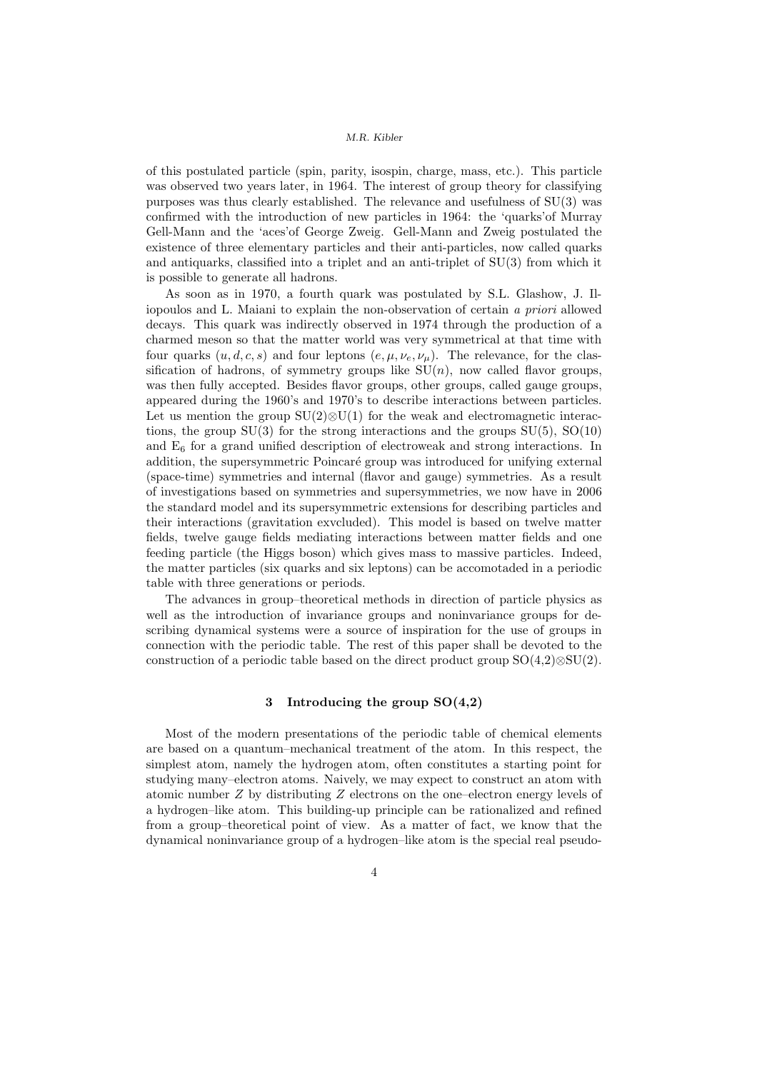of this postulated particle (spin, parity, isospin, charge, mass, etc.). This particle was observed two years later, in 1964. The interest of group theory for classifying purposes was thus clearly established. The relevance and usefulness of SU(3) was confirmed with the introduction of new particles in 1964: the 'quarks'of Murray Gell-Mann and the 'aces'of George Zweig. Gell-Mann and Zweig postulated the existence of three elementary particles and their anti-particles, now called quarks and antiquarks, classified into a triplet and an anti-triplet of SU(3) from which it is possible to generate all hadrons.

As soon as in 1970, a fourth quark was postulated by S.L. Glashow, J. Iliopoulos and L. Maiani to explain the non-observation of certain *a priori* allowed decays. This quark was indirectly observed in 1974 through the production of a charmed meson so that the matter world was very symmetrical at that time with four quarks $(u, d, c, s)$ and four leptons $(e, \mu, \nu_e, \nu_\mu)$. The relevance, for the classification of hadrons, of symmetry groups like SU($n$), now called flavor groups, was then fully accepted. Besides flavor groups, other groups, called gauge groups, appeared during the 1960's and 1970's to describe interactions between particles. Let us mention the group SU(2)$\otimes$U(1) for the weak and electromagnetic interactions, the group SU(3) for the strong interactions and the groups SU(5), SO(10) and $E_6$ for a grand unified description of electroweak and strong interactions. In addition, the supersymmetric Poincaré group was introduced for unifying external (space-time) symmetries and internal (flavor and gauge) symmetries. As a result of investigations based on symmetries and supersymmetries, we now have in 2006 the standard model and its supersymmetric extensions for describing particles and their interactions (gravitation exvcluded). This model is based on twelve matter fields, twelve gauge fields mediating interactions between matter fields and one feeding particle (the Higgs boson) which gives mass to massive particles. Indeed, the matter particles (six quarks and six leptons) can be accomotaded in a periodic table with three generations or periods.

The advances in group–theoretical methods in direction of particle physics as well as the introduction of invariance groups and noninvariance groups for describing dynamical systems were a source of inspiration for the use of groups in connection with the periodic table. The rest of this paper shall be devoted to the construction of a periodic table based on the direct product group SO(4,2)$\otimes$SU(2).

## 3 Introducing the group SO(4,2)

Most of the modern presentations of the periodic table of chemical elements are based on a quantum–mechanical treatment of the atom. In this respect, the simplest atom, namely the hydrogen atom, often constitutes a starting point for studying many–electron atoms. Naively, we may expect to construct an atom with atomic number $Z$ by distributing $Z$ electrons on the one–electron energy levels of a hydrogen–like atom. This building-up principle can be rationalized and refined from a group–theoretical point of view. As a matter of fact, we know that the dynamical noninvariance group of a hydrogen–like atom is the special real pseudo-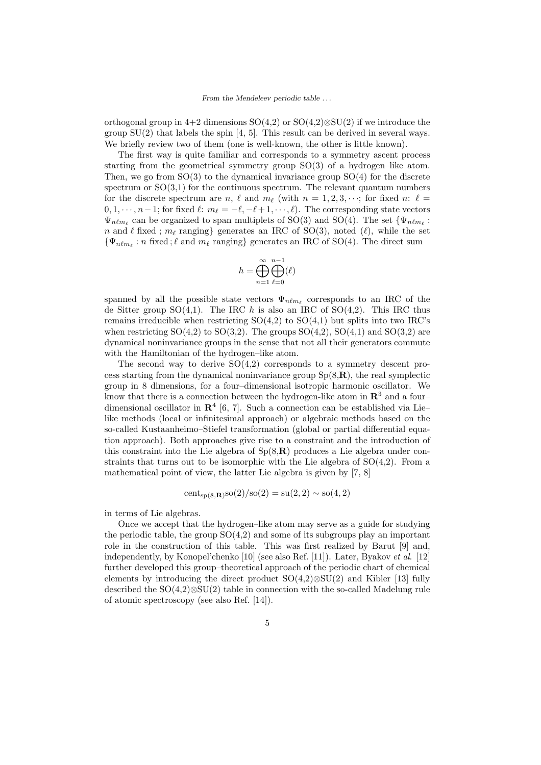orthogonal group in 4+2 dimensions SO(4,2) or SO(4,2)⊗SU(2) if we introduce the group SU(2) that labels the spin [4, 5]. This result can be derived in several ways. We briefly review two of them (one is well-known, the other is little known).

The first way is quite familiar and corresponds to a symmetry ascent process starting from the geometrical symmetry group SO(3) of a hydrogen–like atom. Then, we go from SO(3) to the dynamical invariance group SO(4) for the discrete spectrum or SO(3,1) for the continuous spectrum. The relevant quantum numbers for the discrete spectrum are $n$, $\ell$ and $m_\ell$ (with $n = 1, 2, 3, \cdots$; for fixed $n$: $\ell = 0, 1, \cdots, n-1$; for fixed $\ell$: $m_\ell = -\ell, -\ell+1, \cdots, \ell$). The corresponding state vectors $\Psi_{n\ell m_\ell}$ can be organized to span multiplets of SO(3) and SO(4). The set $\{\Psi_{n\ell m_\ell}$ : $n$ and $\ell$ fixed ; $m_\ell$ ranging$\}$ generates an IRC of SO(3), noted $(\ell)$, while the set $\{\Psi_{n\ell m_\ell} : n$ fixed ; $\ell$ and $m_\ell$ ranging$\}$ generates an IRC of SO(4). The direct sum

$$h = \bigoplus_{n=1}^{\infty} \bigoplus_{\ell=0}^{n-1} (\ell)$$

spanned by all the possible state vectors $\Psi_{n\ell m_\ell}$ corresponds to an IRC of the de Sitter group SO(4,1). The IRC $h$ is also an IRC of SO(4,2). This IRC thus remains irreducible when restricting SO(4,2) to SO(4,1) but splits into two IRC's when restricting SO(4,2) to SO(3,2). The groups SO(4,2), SO(4,1) and SO(3,2) are dynamical noninvariance groups in the sense that not all their generators commute with the Hamiltonian of the hydrogen–like atom.

The second way to derive SO(4,2) corresponds to a symmetry descent process starting from the dynamical noninvariance group Sp(8,**R**), the real symplectic group in 8 dimensions, for a four–dimensional isotropic harmonic oscillator. We know that there is a connection between the hydrogen-like atom in $\mathbf{R}^3$ and a four–dimensional oscillator in $\mathbf{R}^4$ [6, 7]. Such a connection can be established via Lie–like methods (local or infinitesimal approach) or algebraic methods based on the so-called Kustaanheimo–Stiefel transformation (global or partial differential equation approach). Both approaches give rise to a constraint and the introduction of this constraint into the Lie algebra of Sp(8,**R**) produces a Lie algebra under constraints that turns out to be isomorphic with the Lie algebra of SO(4,2). From a mathematical point of view, the latter Lie algebra is given by [7, 8]

$$\mathrm{cent}_{\mathrm{sp}(8,\mathbf{R})}\mathrm{so}(2)/\mathrm{so}(2) = \mathrm{su}(2,2) \sim \mathrm{so}(4,2)$$

in terms of Lie algebras.

Once we accept that the hydrogen–like atom may serve as a guide for studying the periodic table, the group SO(4,2) and some of its subgroups play an important role in the construction of this table. This was first realized by Barut [9] and, independently, by Konopel'chenko [10] (see also Ref. [11]). Later, Byakov *et al.* [12] further developed this group–theoretical approach of the periodic chart of chemical elements by introducing the direct product SO(4,2)⊗SU(2) and Kibler [13] fully described the SO(4,2)⊗SU(2) table in connection with the so-called Madelung rule of atomic spectroscopy (see also Ref. [14]).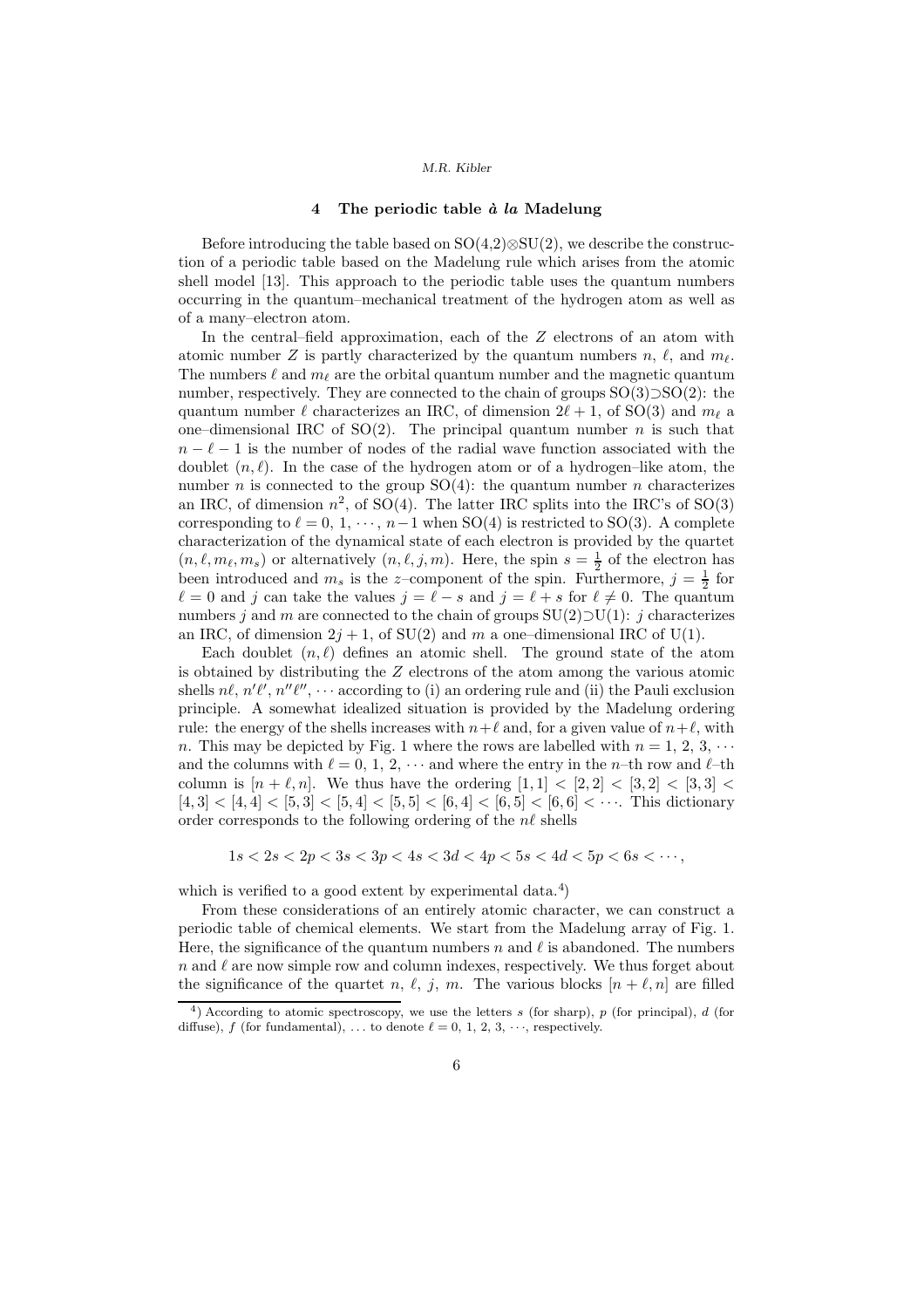## 4 The periodic table *à la* Madelung

Before introducing the table based on SO(4,2)⊗SU(2), we describe the construction of a periodic table based on the Madelung rule which arises from the atomic shell model [13]. This approach to the periodic table uses the quantum numbers occurring in the quantum–mechanical treatment of the hydrogen atom as well as of a many–electron atom.

In the central–field approximation, each of the $Z$ electrons of an atom with atomic number $Z$ is partly characterized by the quantum numbers $n$, $\ell$, and $m_\ell$. The numbers $\ell$ and $m_\ell$ are the orbital quantum number and the magnetic quantum number, respectively. They are connected to the chain of groups SO(3)⊃SO(2): the quantum number $\ell$ characterizes an IRC, of dimension $2\ell + 1$, of SO(3) and $m_\ell$ a one–dimensional IRC of SO(2). The principal quantum number $n$ is such that $n - \ell - 1$ is the number of nodes of the radial wave function associated with the doublet $(n, \ell)$. In the case of the hydrogen atom or of a hydrogen–like atom, the number $n$ is connected to the group SO(4): the quantum number $n$ characterizes an IRC, of dimension $n^2$, of SO(4). The latter IRC splits into the IRC's of SO(3) corresponding to $\ell = 0, 1, \cdots, n-1$ when SO(4) is restricted to SO(3). A complete characterization of the dynamical state of each electron is provided by the quartet $(n, \ell, m_\ell, m_s)$ or alternatively $(n, \ell, j, m)$. Here, the spin $s = \frac{1}{2}$ of the electron has been introduced and $m_s$ is the $z$–component of the spin. Furthermore, $j = \frac{1}{2}$ for $\ell = 0$ and $j$ can take the values $j = \ell - s$ and $j = \ell + s$ for $\ell \neq 0$. The quantum numbers $j$ and $m$ are connected to the chain of groups SU(2)⊃U(1): $j$ characterizes an IRC, of dimension $2j + 1$, of SU(2) and $m$ a one–dimensional IRC of U(1).

Each doublet $(n, \ell)$ defines an atomic shell. The ground state of the atom is obtained by distributing the $Z$ electrons of the atom among the various atomic shells $n\ell$, $n'\ell'$, $n''\ell''$, $\cdots$ according to (i) an ordering rule and (ii) the Pauli exclusion principle. A somewhat idealized situation is provided by the Madelung ordering rule: the energy of the shells increases with $n+\ell$ and, for a given value of $n+\ell$, with $n$. This may be depicted by Fig. 1 where the rows are labelled with $n = 1, 2, 3, \cdots$ and the columns with $\ell = 0, 1, 2, \cdots$ and where the entry in the $n$–th row and $\ell$–th column is $[n + \ell, n]$. We thus have the ordering $[1, 1] < [2, 2] < [3, 2] < [3, 3] < [4, 3] < [4, 4] < [5, 3] < [5, 4] < [5, 5] < [6, 4] < [6, 5] < [6, 6] < \cdots$. This dictionary order corresponds to the following ordering of the $n\ell$ shells

$$1s < 2s < 2p < 3s < 3p < 4s < 3d < 4p < 5s < 4d < 5p < 6s < \cdots,$$

which is verified to a good extent by experimental data.[4])

From these considerations of an entirely atomic character, we can construct a periodic table of chemical elements. We start from the Madelung array of Fig. 1. Here, the significance of the quantum numbers $n$ and $\ell$ is abandoned. The numbers $n$ and $\ell$ are now simple row and column indexes, respectively. We thus forget about the significance of the quartet $n$, $\ell$, $j$, $m$. The various blocks $[n + \ell, n]$ are filled

---

[4]) According to atomic spectroscopy, we use the letters $s$ (for sharp), $p$ (for principal), $d$ (for diffuse), $f$ (for fundamental), … to denote $\ell = 0, 1, 2, 3, \cdots$, respectively.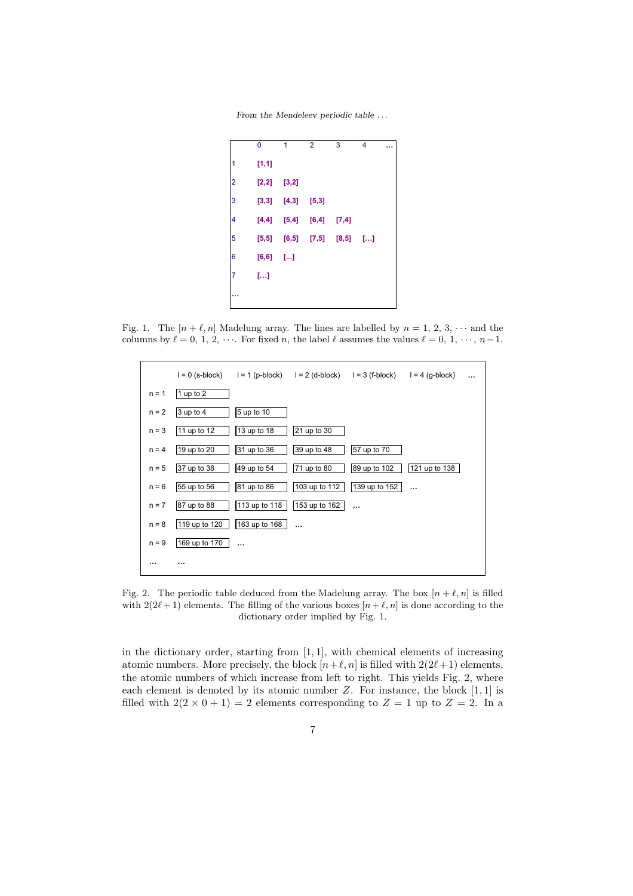| | 0 | 1 | 2 | 3 | 4 | ... |
|---|---|---|---|---|---|---|
| 1 | [1,1] | | | | | |
| 2 | [2,2] | [3,2] | | | | |
| 3 | [3,3] | [4,3] | [5,3] | | | |
| 4 | [4,4] | [5,4] | [6,4] | [7,4] | | |
| 5 | [5,5] | [6,5] | [7,5] | [8,5] | [...] | |
| 6 | [6,6] | [...] | | | | |
| 7 | [...] | | | | | |
| ... | | | | | | |

Fig. 1. The $[n+\ell, n]$ Madelung array. The lines are labelled by $n = 1, 2, 3, \cdots$ and the columns by $\ell = 0, 1, 2, \cdots$. For fixed $n$, the label $\ell$ assumes the values $\ell = 0, 1, \cdots, n-1$.

| | l = 0 (s-block) | l = 1 (p-block) | l = 2 (d-block) | l = 3 (f-block) | l = 4 (g-block) | ... |
|---|---|---|---|---|---|---|
| n = 1 | 1 up to 2 | | | | | |
| n = 2 | 3 up to 4 | 5 up to 10 | | | | |
| n = 3 | 11 up to 12 | 13 up to 18 | 21 up to 30 | | | |
| n = 4 | 19 up to 20 | 31 up to 36 | 39 up to 48 | 57 up to 70 | | |
| n = 5 | 37 up to 38 | 49 up to 54 | 71 up to 80 | 89 up to 102 | 121 up to 138 | |
| n = 6 | 55 up to 56 | 81 up to 86 | 103 up to 112 | 139 up to 152 | ... | |
| n = 7 | 87 up to 88 | 113 up to 118 | 153 up to 162 | ... | | |
| n = 8 | 119 up to 120 | 163 up to 168 | ... | | | |
| n = 9 | 169 up to 170 | ... | | | | |
| ... | ... | | | | | |

Fig. 2. The periodic table deduced from the Madelung array. The box $[n+\ell, n]$ is filled with $2(2\ell+1)$ elements. The filling of the various boxes $[n+\ell, n]$ is done according to the dictionary order implied by Fig. 1.

in the dictionary order, starting from $[1, 1]$, with chemical elements of increasing atomic numbers. More precisely, the block $[n+\ell, n]$ is filled with $2(2\ell+1)$ elements, the atomic numbers of which increase from left to right. This yields Fig. 2, where each element is denoted by its atomic number $Z$. For instance, the block $[1, 1]$ is filled with $2(2 \times 0 + 1) = 2$ elements corresponding to $Z = 1$ up to $Z = 2$. In a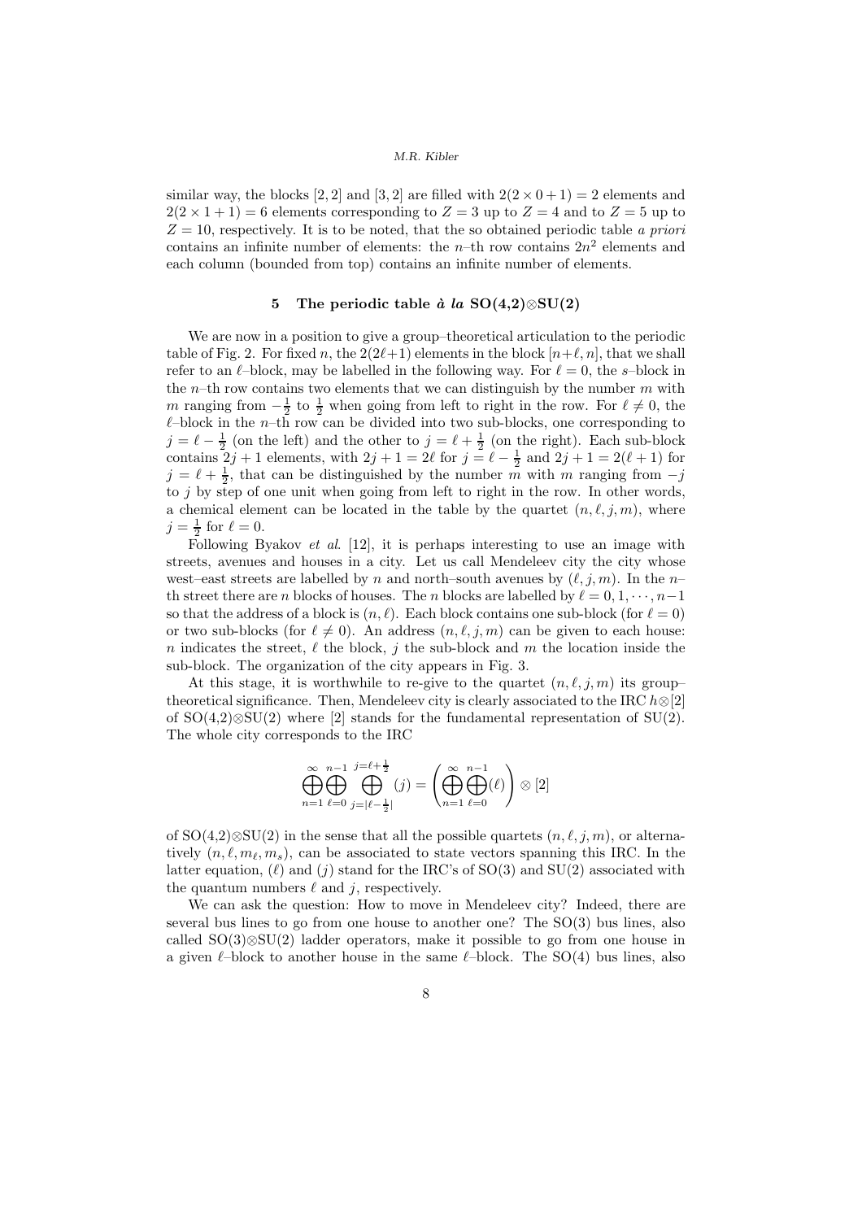similar way, the blocks $[2,2]$ and $[3,2]$ are filled with $2(2\times 0+1)=2$ elements and $2(2\times 1+1)=6$ elements corresponding to $Z=3$ up to $Z=4$ and to $Z=5$ up to $Z=10$, respectively. It is to be noted, that the so obtained periodic table *a priori* contains an infinite number of elements: the $n$–th row contains $2n^2$ elements and each column (bounded from top) contains an infinite number of elements.

## 5 The periodic table *à la* SO(4,2)⊗SU(2)

We are now in a position to give a group–theoretical articulation to the periodic table of Fig. 2. For fixed $n$, the $2(2\ell+1)$ elements in the block $[n+\ell, n]$, that we shall refer to an $\ell$–block, may be labelled in the following way. For $\ell = 0$, the $s$–block in the $n$–th row contains two elements that we can distinguish by the number $m$ with $m$ ranging from $-\frac{1}{2}$ to $\frac{1}{2}$ when going from left to right in the row. For $\ell \neq 0$, the $\ell$–block in the $n$–th row can be divided into two sub-blocks, one corresponding to $j = \ell - \frac{1}{2}$ (on the left) and the other to $j = \ell + \frac{1}{2}$ (on the right). Each sub-block contains $2j+1$ elements, with $2j+1 = 2\ell$ for $j = \ell - \frac{1}{2}$ and $2j+1 = 2(\ell+1)$ for $j = \ell + \frac{1}{2}$, that can be distinguished by the number $m$ with $m$ ranging from $-j$ to $j$ by step of one unit when going from left to right in the row. In other words, a chemical element can be located in the table by the quartet $(n, \ell, j, m)$, where $j = \frac{1}{2}$ for $\ell = 0$.

Following Byakov *et al*. [12], it is perhaps interesting to use an image with streets, avenues and houses in a city. Let us call Mendeleev city the city whose west–east streets are labelled by $n$ and north–south avenues by $(\ell, j, m)$. In the $n$–th street there are $n$ blocks of houses. The $n$ blocks are labelled by $\ell = 0, 1, \cdots, n-1$ so that the address of a block is $(n, \ell)$. Each block contains one sub-block (for $\ell = 0$) or two sub-blocks (for $\ell \neq 0$). An address $(n, \ell, j, m)$ can be given to each house: $n$ indicates the street, $\ell$ the block, $j$ the sub-block and $m$ the location inside the sub-block. The organization of the city appears in Fig. 3.

At this stage, it is worthwhile to re-give to the quartet $(n, \ell, j, m)$ its group–theoretical significance. Then, Mendeleev city is clearly associated to the IRC $h\otimes[2]$ of SO(4,2)⊗SU(2) where [2] stands for the fundamental representation of SU(2). The whole city corresponds to the IRC

$$\bigoplus_{n=1}^{\infty} \bigoplus_{\ell=0}^{n-1} \bigoplus_{j=|\ell-\frac{1}{2}|}^{j=\ell+\frac{1}{2}} (j) = \left( \bigoplus_{n=1}^{\infty} \bigoplus_{\ell=0}^{n-1} (\ell) \right) \otimes [2]$$

of SO(4,2)⊗SU(2) in the sense that all the possible quartets $(n, \ell, j, m)$, or alternatively $(n, \ell, m_\ell, m_s)$, can be associated to state vectors spanning this IRC. In the latter equation, $(\ell)$ and $(j)$ stand for the IRC's of SO(3) and SU(2) associated with the quantum numbers $\ell$ and $j$, respectively.

We can ask the question: How to move in Mendeleev city? Indeed, there are several bus lines to go from one house to another one? The SO(3) bus lines, also called SO(3)⊗SU(2) ladder operators, make it possible to go from one house in a given $\ell$–block to another house in the same $\ell$–block. The SO(4) bus lines, also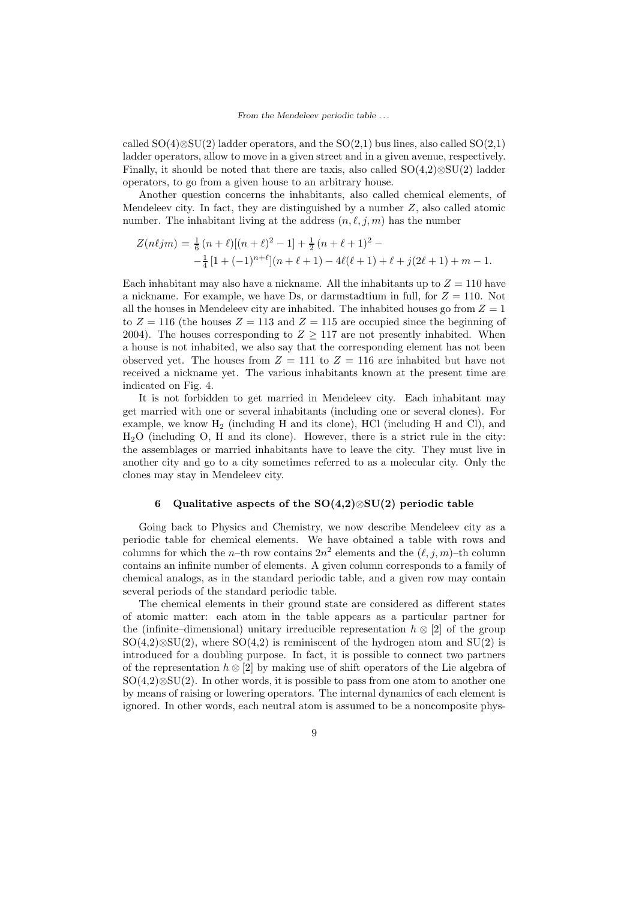called SO(4)⊗SU(2) ladder operators, and the SO(2,1) bus lines, also called SO(2,1) ladder operators, allow to move in a given street and in a given avenue, respectively. Finally, it should be noted that there are taxis, also called SO(4,2)⊗SU(2) ladder operators, to go from a given house to an arbitrary house.

Another question concerns the inhabitants, also called chemical elements, of Mendeleev city. In fact, they are distinguished by a number $Z$, also called atomic number. The inhabitant living at the address $(n, \ell, j, m)$ has the number

$$
\begin{aligned}
Z(n\ell jm) = \; & \frac{1}{6}\,(n+\ell)[(n+\ell)^2 - 1] + \frac{1}{2}\,(n+\ell+1)^2 - \\
& - \frac{1}{4}\,[1 + (-1)^{n+\ell}](n+\ell+1) - 4\ell(\ell+1) + \ell + j(2\ell+1) + m - 1.
\end{aligned}
$$

Each inhabitant may also have a nickname. All the inhabitants up to $Z = 110$ have a nickname. For example, we have Ds, or darmstadtium in full, for $Z = 110$. Not all the houses in Mendeleev city are inhabited. The inhabited houses go from $Z = 1$ to $Z = 116$ (the houses $Z = 113$ and $Z = 115$ are occupied since the beginning of 2004). The houses corresponding to $Z \geq 117$ are not presently inhabited. When a house is not inhabited, we also say that the corresponding element has not been observed yet. The houses from $Z = 111$ to $Z = 116$ are inhabited but have not received a nickname yet. The various inhabitants known at the present time are indicated on Fig. 4.

It is not forbidden to get married in Mendeleev city. Each inhabitant may get married with one or several inhabitants (including one or several clones). For example, we know $H_2$ (including H and its clone), HCl (including H and Cl), and $H_2O$ (including O, H and its clone). However, there is a strict rule in the city: the assemblages or married inhabitants have to leave the city. They must live in another city and go to a city sometimes referred to as a molecular city. Only the clones may stay in Mendeleev city.

## 6 Qualitative aspects of the SO(4,2)⊗SU(2) periodic table

Going back to Physics and Chemistry, we now describe Mendeleev city as a periodic table for chemical elements. We have obtained a table with rows and columns for which the $n$–th row contains $2n^2$ elements and the $(\ell, j, m)$–th column contains an infinite number of elements. A given column corresponds to a family of chemical analogs, as in the standard periodic table, and a given row may contain several periods of the standard periodic table.

The chemical elements in their ground state are considered as different states of atomic matter: each atom in the table appears as a particular partner for the (infinite–dimensional) unitary irreducible representation $h \otimes [2]$ of the group SO(4,2)⊗SU(2), where SO(4,2) is reminiscent of the hydrogen atom and SU(2) is introduced for a doubling purpose. In fact, it is possible to connect two partners of the representation $h \otimes [2]$ by making use of shift operators of the Lie algebra of SO(4,2)⊗SU(2). In other words, it is possible to pass from one atom to another one by means of raising or lowering operators. The internal dynamics of each element is ignored. In other words, each neutral atom is assumed to be a noncomposite phys-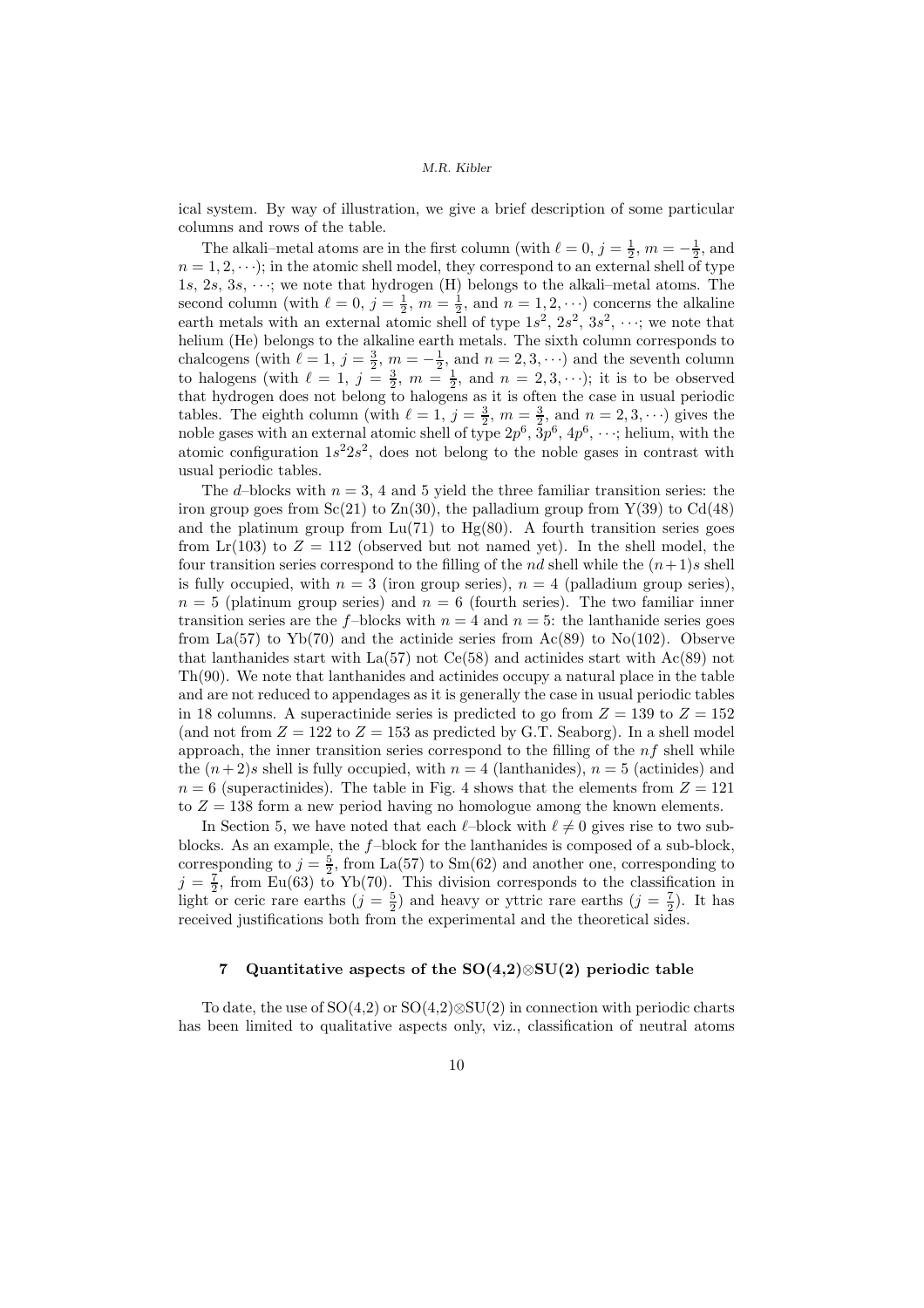ical system. By way of illustration, we give a brief description of some particular columns and rows of the table.

The alkali–metal atoms are in the first column (with $\ell = 0$, $j = \frac{1}{2}$, $m = -\frac{1}{2}$, and $n = 1, 2, \cdots$); in the atomic shell model, they correspond to an external shell of type $1s$, $2s$, $3s$, $\cdots$; we note that hydrogen (H) belongs to the alkali–metal atoms. The second column (with $\ell = 0$, $j = \frac{1}{2}$, $m = \frac{1}{2}$, and $n = 1, 2, \cdots$) concerns the alkaline earth metals with an external atomic shell of type $1s^2$, $2s^2$, $3s^2$, $\cdots$; we note that helium (He) belongs to the alkaline earth metals. The sixth column corresponds to chalcogens (with $\ell = 1$, $j = \frac{3}{2}$, $m = -\frac{1}{2}$, and $n = 2, 3, \cdots$) and the seventh column to halogens (with $\ell = 1$, $j = \frac{3}{2}$, $m = \frac{1}{2}$, and $n = 2, 3, \cdots$); it is to be observed that hydrogen does not belong to halogens as it is often the case in usual periodic tables. The eighth column (with $\ell = 1$, $j = \frac{3}{2}$, $m = \frac{3}{2}$, and $n = 2, 3, \cdots$) gives the noble gases with an external atomic shell of type $2p^6$, $3p^6$, $4p^6$, $\cdots$; helium, with the atomic configuration $1s^2 2s^2$, does not belong to the noble gases in contrast with usual periodic tables.

The $d$–blocks with $n = 3$, 4 and 5 yield the three familiar transition series: the iron group goes from Sc(21) to Zn(30), the palladium group from Y(39) to Cd(48) and the platinum group from Lu(71) to Hg(80). A fourth transition series goes from Lr(103) to $Z = 112$ (observed but not named yet). In the shell model, the four transition series correspond to the filling of the $nd$ shell while the $(n+1)s$ shell is fully occupied, with $n = 3$ (iron group series), $n = 4$ (palladium group series), $n = 5$ (platinum group series) and $n = 6$ (fourth series). The two familiar inner transition series are the $f$–blocks with $n = 4$ and $n = 5$: the lanthanide series goes from La(57) to Yb(70) and the actinide series from Ac(89) to No(102). Observe that lanthanides start with La(57) not Ce(58) and actinides start with Ac(89) not Th(90). We note that lanthanides and actinides occupy a natural place in the table and are not reduced to appendages as it is generally the case in usual periodic tables in 18 columns. A superactinide series is predicted to go from $Z = 139$ to $Z = 152$ (and not from $Z = 122$ to $Z = 153$ as predicted by G.T. Seaborg). In a shell model approach, the inner transition series correspond to the filling of the $nf$ shell while the $(n+2)s$ shell is fully occupied, with $n = 4$ (lanthanides), $n = 5$ (actinides) and $n = 6$ (superactinides). The table in Fig. 4 shows that the elements from $Z = 121$ to $Z = 138$ form a new period having no homologue among the known elements.

In Section 5, we have noted that each $\ell$–block with $\ell \neq 0$ gives rise to two sub-blocks. As an example, the $f$–block for the lanthanides is composed of a sub-block, corresponding to $j = \frac{5}{2}$, from La(57) to Sm(62) and another one, corresponding to $j = \frac{7}{2}$, from Eu(63) to Yb(70). This division corresponds to the classification in light or ceric rare earths ($j = \frac{5}{2}$) and heavy or yttric rare earths ($j = \frac{7}{2}$). It has received justifications both from the experimental and the theoretical sides.

## 7 Quantitative aspects of the SO(4,2)⊗SU(2) periodic table

To date, the use of SO(4,2) or SO(4,2)⊗SU(2) in connection with periodic charts has been limited to qualitative aspects only, viz., classification of neutral atoms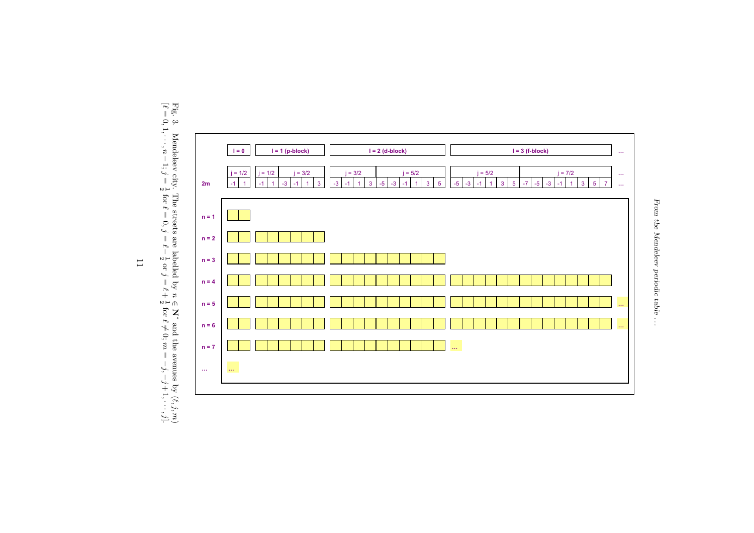| | l = 0 | | l = 1 (p-block) | | | | | | l = 2 (d-block) | | | | | | | | | | l = 3 (f-block) | | | | | | | | | | | | | | ... |
|---|---|---|---|---|---|---|---|---|---|---|---|---|---|---|---|---|---|---|---|---|---|---|---|---|---|---|---|---|---|---|---|---|---|
| | j = 1/2 | | j = 1/2 | | j = 3/2 | | | | j = 3/2 | | | | j = 5/2 | | | | | | j = 5/2 | | | | | | j = 7/2 | | | | | | | | ... |
| 2m | -1 | 1 | -1 | 1 | -3 | -1 | 1 | 3 | -3 | -1 | 1 | 3 | -5 | -3 | -1 | 1 | 3 | 5 | -5 | -3 | -1 | 1 | 3 | 5 | -7 | -5 | -3 | -1 | 1 | 3 | 5 | 7 | ... |
| n = 1 | ■ | ■ | | | | | | | | | | | | | | | | | | | | | | | | | | | | | | | |
| n = 2 | ■ | ■ | ■ | ■ | ■ | ■ | ■ | ■ | | | | | | | | | | | | | | | | | | | | | | | | | |
| n = 3 | ■ | ■ | ■ | ■ | ■ | ■ | ■ | ■ | ■ | ■ | ■ | ■ | ■ | ■ | ■ | ■ | ■ | ■ | | | | | | | | | | | | | | | |
| n = 4 | ■ | ■ | ■ | ■ | ■ | ■ | ■ | ■ | ■ | ■ | ■ | ■ | ■ | ■ | ■ | ■ | ■ | ■ | ■ | ■ | ■ | ■ | ■ | ■ | ■ | ■ | ■ | ■ | ■ | ■ | ■ | ■ | |
| n = 5 | ■ | ■ | ■ | ■ | ■ | ■ | ■ | ■ | ■ | ■ | ■ | ■ | ■ | ■ | ■ | ■ | ■ | ■ | ■ | ■ | ■ | ■ | ■ | ■ | ■ | ■ | ■ | ■ | ■ | ■ | ■ | ■ | ... |
| n = 6 | ■ | ■ | ■ | ■ | ■ | ■ | ■ | ■ | ■ | ■ | ■ | ■ | ■ | ■ | ■ | ■ | ■ | ■ | ■ | ■ | ■ | ■ | ■ | ■ | ■ | ■ | ■ | ■ | ■ | ■ | ■ | ■ | ... |
| n = 7 | ■ | ■ | ■ | ■ | ■ | ■ | ■ | ■ | ■ | ■ | ■ | ■ | ■ | ■ | ■ | ■ | ■ | ■ | ... | | | | | | | | | | | | | | |
| ... | ... | | | | | | | | | | | | | | | | | | | | | | | | | | | | | | | | |

Fig. 3. Mendeleev city. The streets are labelled by $n \in \mathbf{N}^*$ and the avenues by $(\ell, j, m)$ $[\ell = 0, 1, \cdots, n-1;\ j = \frac{1}{2}$ for $\ell = 0$, $j = \ell - \frac{1}{2}$ or $j = \ell + \frac{1}{2}$ for $\ell \neq 0$; $m = -j, -j+1, \cdots, j]$.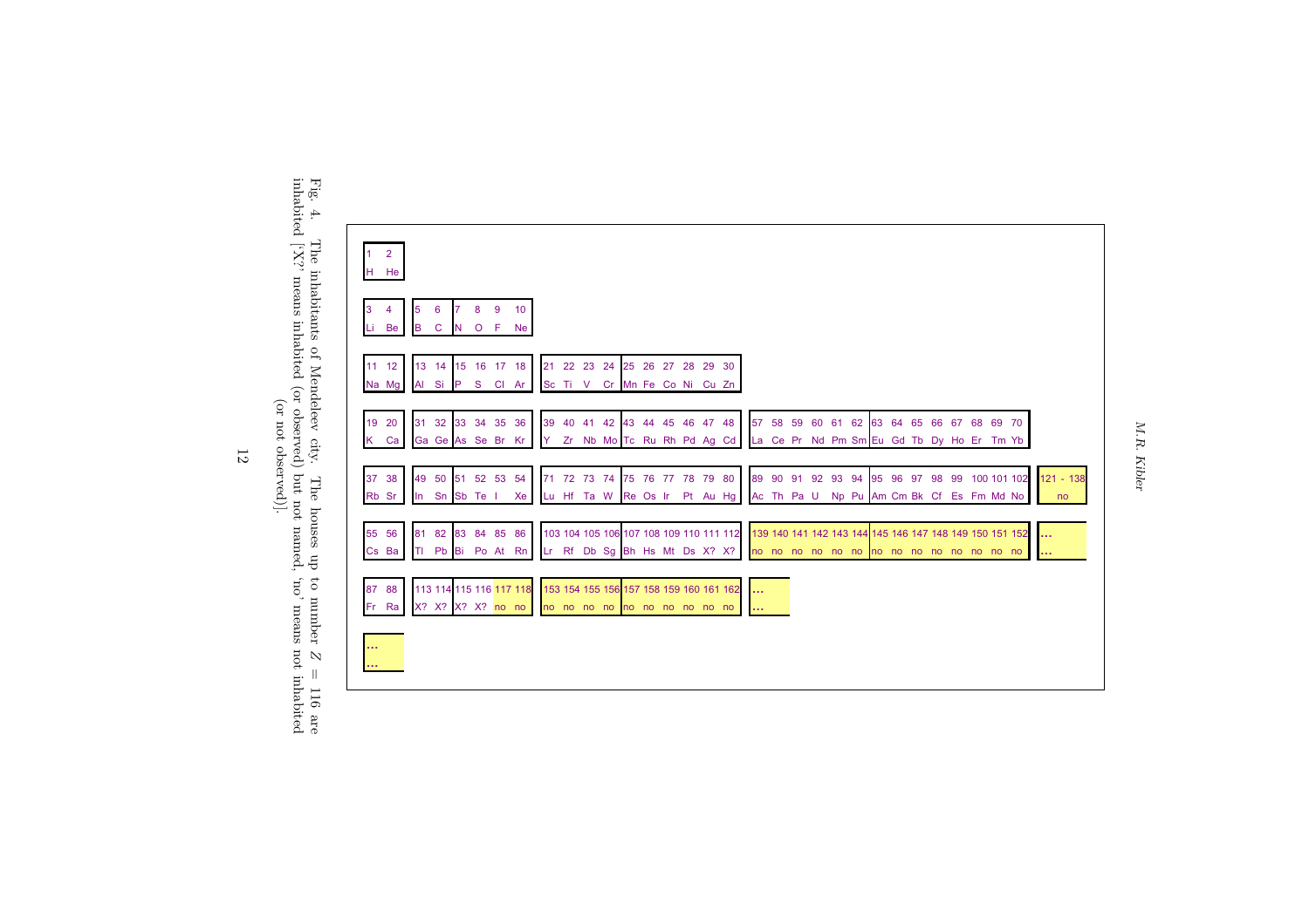| | | | | | | | |
|---|---|---|---|---|---|---|---|
| 1 2 | | | | | | | |
| H He | | | | | | | |
| 3 4 | 5 6 | 7 8 9 10 | | | | | |
| Li Be | B C | N O F Ne | | | | | |
| 11 12 | 13 14 | 15 16 17 18 | 21 22 23 24 | 25 26 27 28 29 30 | | | |
| Na Mg | Al Si | P S Cl Ar | Sc Ti V Cr | Mn Fe Co Ni Cu Zn | | | |
| 19 20 | 31 32 | 33 34 35 36 | 39 40 41 42 | 43 44 45 46 47 48 | 57 58 59 60 61 62 | 63 64 65 66 67 68 69 70 | |
| K Ca | Ga Ge | As Se Br Kr | Y Zr Nb Mo | Tc Ru Rh Pd Ag Cd | La Ce Pr Nd Pm Sm | Eu Gd Tb Dy Ho Er Tm Yb | |
| 37 38 | 49 50 | 51 52 53 54 | 71 72 73 74 | 75 76 77 78 79 80 | 89 90 91 92 93 94 | 95 96 97 98 99 100 101 102 | 121 - 138 |
| Rb Sr | In Sn | Sb Te I Xe | Lu Hf Ta W | Re Os Ir Pt Au Hg | Ac Th Pa U Np Pu | Am Cm Bk Cf Es Fm Md No | no |
| 55 56 | 81 82 | 83 84 85 86 | 103 104 105 106 | 107 108 109 110 111 112 | 139 140 141 142 143 144 | 145 146 147 148 149 150 151 152 | ... |
| Cs Ba | Tl Pb | Bi Po At Rn | Lr Rf Db Sg | Bh Hs Mt Ds X? X? | no no no no no no | no no no no no no no no | ... |
| 87 88 | 113 114 | 115 116 117 118 | 153 154 155 156 | 157 158 159 160 161 162 | ... | | |
| Fr Ra | X? X? | X? X? no no | no no no no | no no no no no no | ... | | |
| ... | | | | | | | |
| ... | | | | | | | |

Fig. 4. The inhabitants of Mendeleev city. The houses up to number $Z = 116$ are inhabited ['X?' means inhabited (or observed) but not named, 'no' means not inhabited (or not observed)].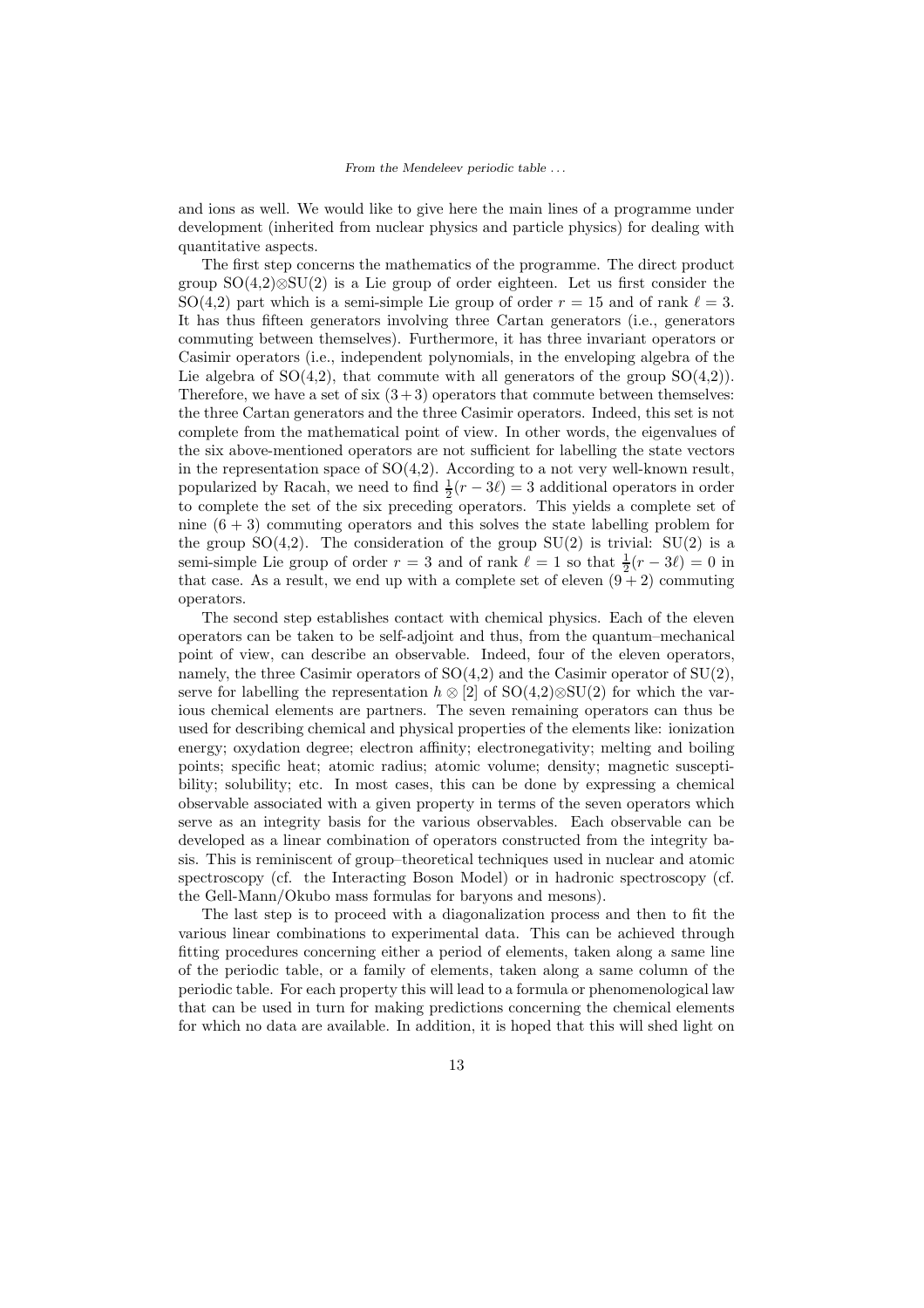and ions as well. We would like to give here the main lines of a programme under development (inherited from nuclear physics and particle physics) for dealing with quantitative aspects.

The first step concerns the mathematics of the programme. The direct product group SO(4,2)$\otimes$SU(2) is a Lie group of order eighteen. Let us first consider the SO(4,2) part which is a semi-simple Lie group of order $r = 15$ and of rank $\ell = 3$. It has thus fifteen generators involving three Cartan generators (i.e., generators commuting between themselves). Furthermore, it has three invariant operators or Casimir operators (i.e., independent polynomials, in the enveloping algebra of the Lie algebra of SO(4,2), that commute with all generators of the group SO(4,2)). Therefore, we have a set of six $(3+3)$ operators that commute between themselves: the three Cartan generators and the three Casimir operators. Indeed, this set is not complete from the mathematical point of view. In other words, the eigenvalues of the six above-mentioned operators are not sufficient for labelling the state vectors in the representation space of SO(4,2). According to a not very well-known result, popularized by Racah, we need to find $\frac{1}{2}(r - 3\ell) = 3$ additional operators in order to complete the set of the six preceding operators. This yields a complete set of nine $(6 + 3)$ commuting operators and this solves the state labelling problem for the group SO(4,2). The consideration of the group SU(2) is trivial: SU(2) is a semi-simple Lie group of order $r = 3$ and of rank $\ell = 1$ so that $\frac{1}{2}(r - 3\ell) = 0$ in that case. As a result, we end up with a complete set of eleven $(9 + 2)$ commuting operators.

The second step establishes contact with chemical physics. Each of the eleven operators can be taken to be self-adjoint and thus, from the quantum–mechanical point of view, can describe an observable. Indeed, four of the eleven operators, namely, the three Casimir operators of SO(4,2) and the Casimir operator of SU(2), serve for labelling the representation $h \otimes [2]$ of SO(4,2)$\otimes$SU(2) for which the various chemical elements are partners. The seven remaining operators can thus be used for describing chemical and physical properties of the elements like: ionization energy; oxydation degree; electron affinity; electronegativity; melting and boiling points; specific heat; atomic radius; atomic volume; density; magnetic susceptibility; solubility; etc. In most cases, this can be done by expressing a chemical observable associated with a given property in terms of the seven operators which serve as an integrity basis for the various observables. Each observable can be developed as a linear combination of operators constructed from the integrity basis. This is reminiscent of group–theoretical techniques used in nuclear and atomic spectroscopy (cf. the Interacting Boson Model) or in hadronic spectroscopy (cf. the Gell-Mann/Okubo mass formulas for baryons and mesons).

The last step is to proceed with a diagonalization process and then to fit the various linear combinations to experimental data. This can be achieved through fitting procedures concerning either a period of elements, taken along a same line of the periodic table, or a family of elements, taken along a same column of the periodic table. For each property this will lead to a formula or phenomenological law that can be used in turn for making predictions concerning the chemical elements for which no data are available. In addition, it is hoped that this will shed light on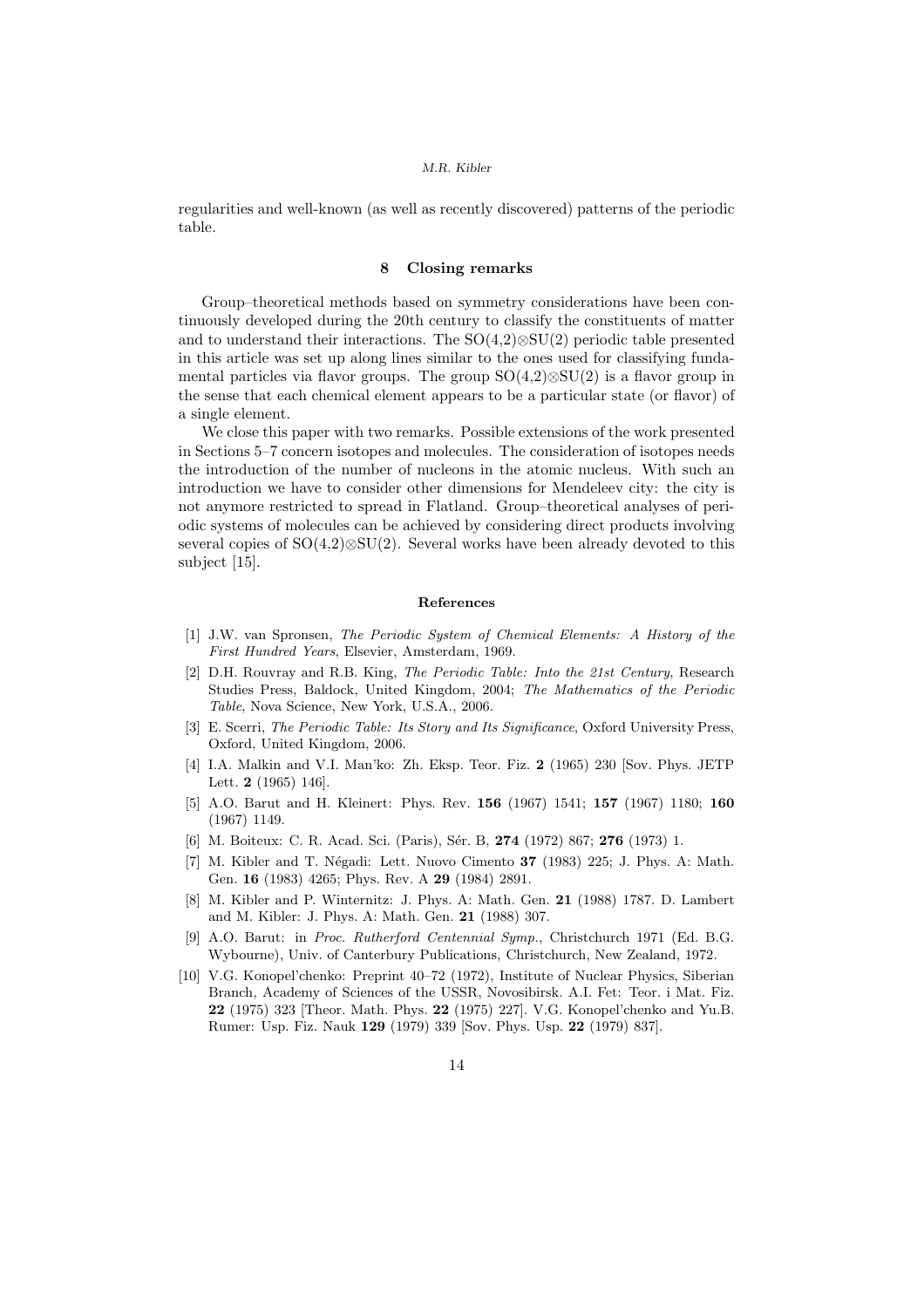regularities and well-known (as well as recently discovered) patterns of the periodic table.

## 8 Closing remarks

Group–theoretical methods based on symmetry considerations have been continuously developed during the 20th century to classify the constituents of matter and to understand their interactions. The SO(4,2)⊗SU(2) periodic table presented in this article was set up along lines similar to the ones used for classifying fundamental particles via flavor groups. The group SO(4,2)⊗SU(2) is a flavor group in the sense that each chemical element appears to be a particular state (or flavor) of a single element.

We close this paper with two remarks. Possible extensions of the work presented in Sections 5–7 concern isotopes and molecules. The consideration of isotopes needs the introduction of the number of nucleons in the atomic nucleus. With such an introduction we have to consider other dimensions for Mendeleev city: the city is not anymore restricted to spread in Flatland. Group–theoretical analyses of periodic systems of molecules can be achieved by considering direct products involving several copies of SO(4,2)⊗SU(2). Several works have been already devoted to this subject [15].

## References

[1] J.W. van Spronsen, *The Periodic System of Chemical Elements: A History of the First Hundred Years*, Elsevier, Amsterdam, 1969.

[2] D.H. Rouvray and R.B. King, *The Periodic Table: Into the 21st Century*, Research Studies Press, Baldock, United Kingdom, 2004; *The Mathematics of the Periodic Table*, Nova Science, New York, U.S.A., 2006.

[3] E. Scerri, *The Periodic Table: Its Story and Its Significance*, Oxford University Press, Oxford, United Kingdom, 2006.

[4] I.A. Malkin and V.I. Man'ko: Zh. Eksp. Teor. Fiz. **2** (1965) 230 [Sov. Phys. JETP Lett. **2** (1965) 146].

[5] A.O. Barut and H. Kleinert: Phys. Rev. **156** (1967) 1541; **157** (1967) 1180; **160** (1967) 1149.

[6] M. Boiteux: C. R. Acad. Sci. (Paris), Sér. B, **274** (1972) 867; **276** (1973) 1.

[7] M. Kibler and T. Négadi: Lett. Nuovo Cimento **37** (1983) 225; J. Phys. A: Math. Gen. **16** (1983) 4265; Phys. Rev. A **29** (1984) 2891.

[8] M. Kibler and P. Winternitz: J. Phys. A: Math. Gen. **21** (1988) 1787. D. Lambert and M. Kibler: J. Phys. A: Math. Gen. **21** (1988) 307.

[9] A.O. Barut: in *Proc. Rutherford Centennial Symp.*, Christchurch 1971 (Ed. B.G. Wybourne), Univ. of Canterbury Publications, Christchurch, New Zealand, 1972.

[10] V.G. Konopel'chenko: Preprint 40–72 (1972), Institute of Nuclear Physics, Siberian Branch, Academy of Sciences of the USSR, Novosibirsk. A.I. Fet: Teor. i Mat. Fiz. **22** (1975) 323 [Theor. Math. Phys. **22** (1975) 227]. V.G. Konopel'chenko and Yu.B. Rumer: Usp. Fiz. Nauk **129** (1979) 339 [Sov. Phys. Usp. **22** (1979) 837].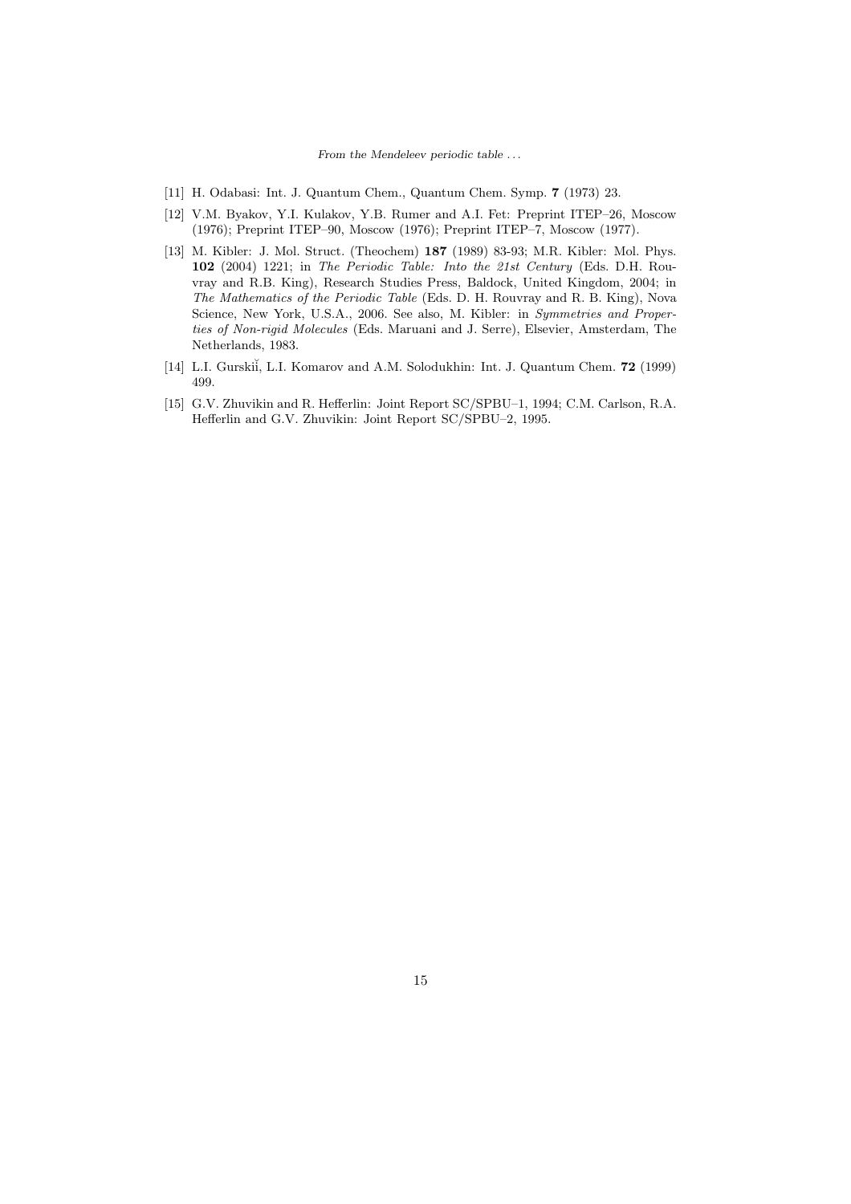[11] H. Odabasi: Int. J. Quantum Chem., Quantum Chem. Symp. **7** (1973) 23.

[12] V.M. Byakov, Y.I. Kulakov, Y.B. Rumer and A.I. Fet: Preprint ITEP–26, Moscow (1976); Preprint ITEP–90, Moscow (1976); Preprint ITEP–7, Moscow (1977).

[13] M. Kibler: J. Mol. Struct. (Theochem) **187** (1989) 83-93; M.R. Kibler: Mol. Phys. **102** (2004) 1221; in *The Periodic Table: Into the 21st Century* (Eds. D.H. Rouvray and R.B. King), Research Studies Press, Baldock, United Kingdom, 2004; in *The Mathematics of the Periodic Table* (Eds. D. H. Rouvray and R. B. King), Nova Science, New York, U.S.A., 2006. See also, M. Kibler: in *Symmetries and Properties of Non-rigid Molecules* (Eds. Maruani and J. Serre), Elsevier, Amsterdam, The Netherlands, 1983.

[14] L.I. Gurskiĭ, L.I. Komarov and A.M. Solodukhin: Int. J. Quantum Chem. **72** (1999) 499.

[15] G.V. Zhuvikin and R. Hefferlin: Joint Report SC/SPBU–1, 1994; C.M. Carlson, R.A. Hefferlin and G.V. Zhuvikin: Joint Report SC/SPBU–2, 1995.